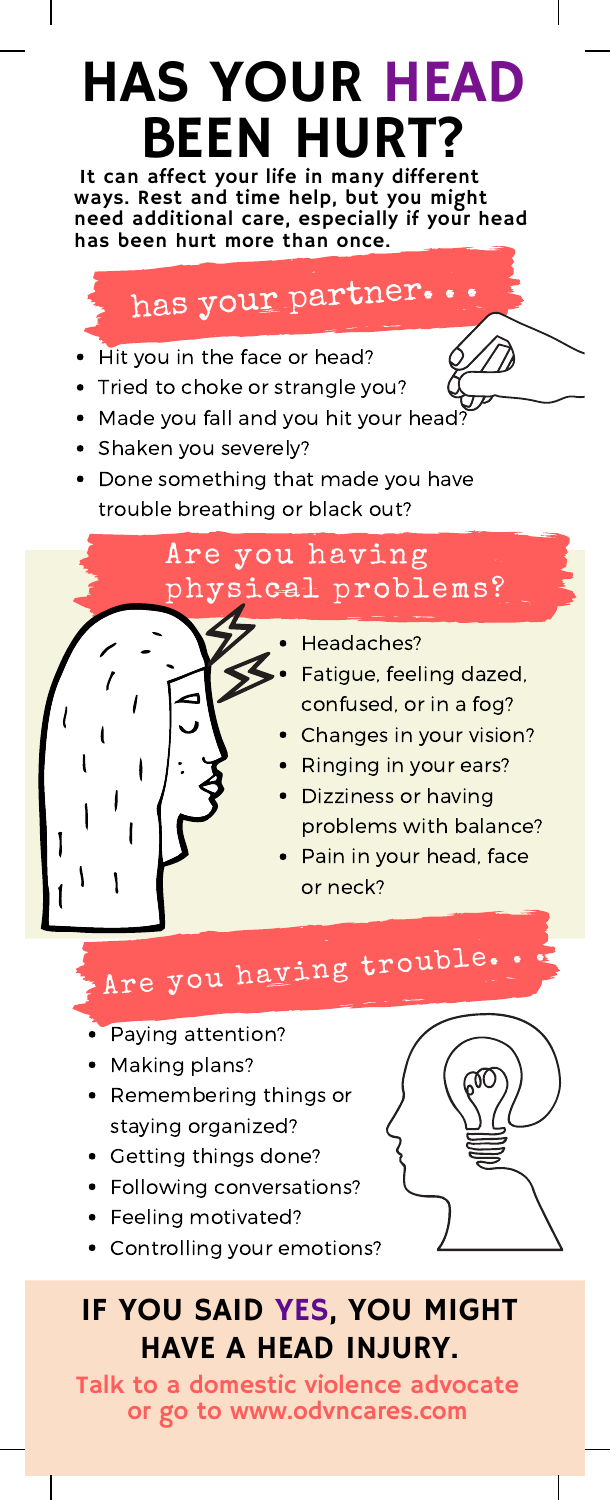# HAS YOUR HEAD BEEN HURT?

**It can affect your life in many different ways. Rest and time help, but you might need additional care, especially if your head has been hurt more than once.**

## has your partner. . .

- Hit you in the face or head?
- Tried to choke or strangle you?
- Made you fall and you hit your head?
- Shaken you severely?
- Done something that made you have trouble breathing or black out?

## Are you having physical problems?

- Headaches?
- Fatigue, feeling dazed, confused, or in a fog?
- Changes in your vision?
- Ringing in your ears?
- Dizziness or having problems with balance?
- Pain in your head, face or neck?

## Are you having trouble. . .

- Paying attention?
- Making plans?
- Remembering things or staying organized?
- Getting things done?
- Following conversations?
- Feeling motivated?
- Controlling your emotions?

## IF YOU SAID YES, YOU MIGHT HAVE A HEAD INJURY.

**Talk to a domestic violence advocate or go to www.odvncares.com**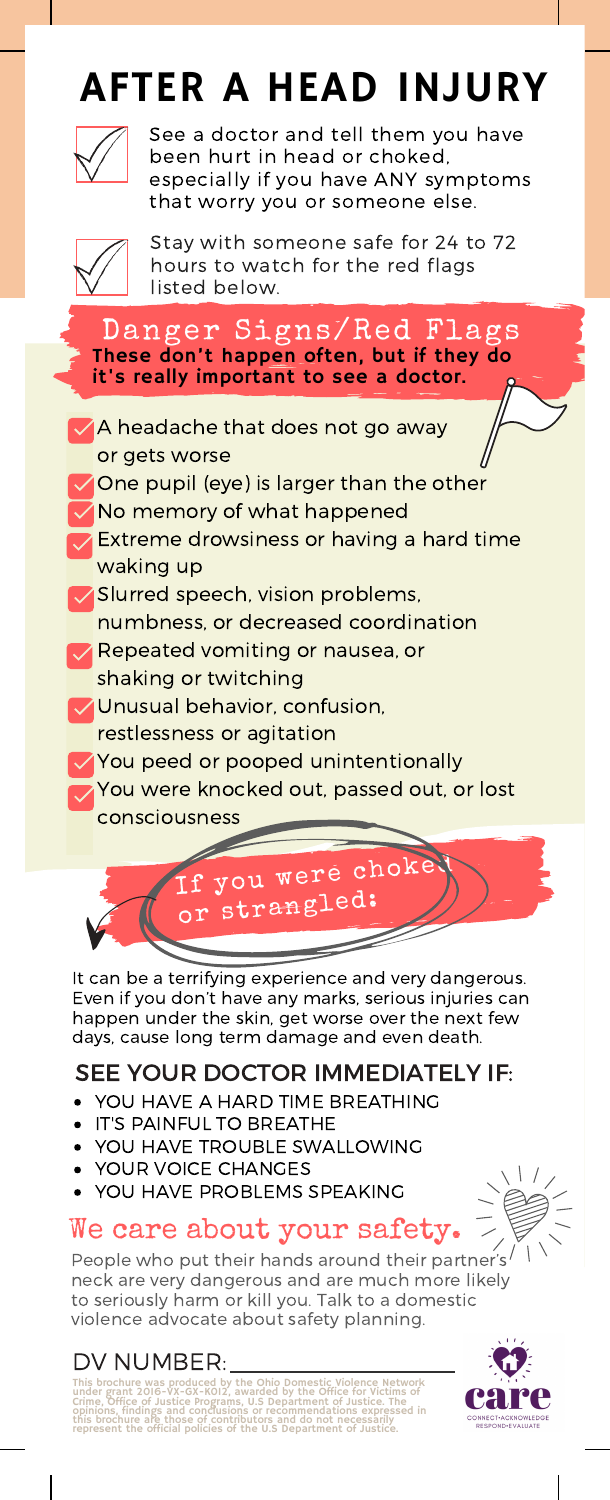# AFTER A HEAD INJURY

- See a doctor and tell them you have been hurt in head or choked, especially if you have ANY symptoms that worry you or someone else.
- Stay with someone safe for 24 to 72 hours to watch for the red flags listed below.

## Danger Signs/Red Flags

**These don't happen often, but if they do it's really important to see a doctor.**

- A headache that does not go away or gets worse
- One pupil (eye) is larger than the other
- No memory of what happened
- Extreme drowsiness or having a hard time waking up
- Slurred speech, vision problems, numbness, or decreased coordination
- Repeated vomiting or nausea, or shaking or twitching
- Unusual behavior, confusion, restlessness or agitation
- You peed or pooped unintentionally
- You were knocked out, passed out, or lost consciousness

## If you were choked or strangled:

It can be a terrifying experience and very dangerous. Even if you don't have any marks, serious injuries can happen under the skin, get worse over the next few days, cause long term damage and even death.

### SEE YOUR DOCTOR IMMEDIATELY IF:

- YOU HAVE A HARD TIME BREATHING
- IT'S PAINFUL TO BREATHE
- YOU HAVE TROUBLE SWALLOWING
- YOUR VOICE CHANGES
- YOU HAVE PROBLEMS SPEAKING

## We care about your safety.

People who put their hands around their partner's neck are very dangerous and are much more likely to seriously harm or kill you. Talk to a domestic violence advocate about safety planning.

DV NUMBER:____________________

This brochure was produced by the Ohio Domestic Violence Network under grant 2016-VX-GX-K012, awarded by the Office for Victims of Crime, Office of Justice Programs, U.S Department of Justice. The opinions, findings and conclusions or recommendations expressed in this brochure are those of contributors and do not necessarily represent the official policies of the U.S Department of Justice.

care
CONNECT•ACKNOWLEDGE RESPOND•EVALUATE